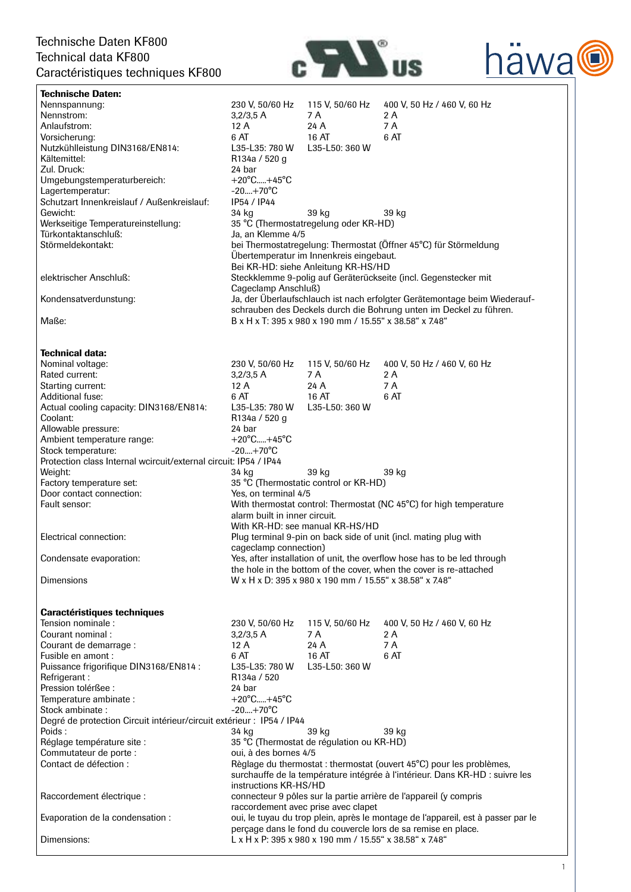# Technische Daten KF800
# Technical data KF800
# Caractéristiques techniques KF800

**Technische Daten:**

| | | | |
|---|---|---|---|
| Nennspannung: | 230 V, 50/60 Hz | 115 V, 50/60 Hz | 400 V, 50 Hz / 460 V, 60 Hz |
| Nennstrom: | 3,2/3,5 A | 7 A | 2 A |
| Anlaufstrom: | 12 A | 24 A | 7 A |
| Vorsicherung: | 6 AT | 16 AT | 6 AT |
| Nutzkühlleistung DIN3168/EN814: | L35-L35: 780 W | L35-L50: 360 W | |
| Kältemittel: | R134a / 520 g | | |
| Zul. Druck: | 24 bar | | |
| Umgebungstemperaturbereich: | +20°C.....+45°C | | |
| Lagertemperatur: | -20....+70°C | | |
| Schutzart Innenkreislauf / Außenkreislauf: | IP54 / IP44 | | |
| Gewicht: | 34 kg | 39 kg | 39 kg |
| Werkseitige Temperatureinstellung: | 35 °C (Thermostatregelung oder KR-HD) | | |
| Türkontaktanschluß: | Ja, an Klemme 4/5 | | |
| Störmeldekontakt: | bei Thermostatregelung: Thermostat (Öffner 45°C) für Störmeldung Übertemperatur im Innenkreis eingebaut. Bei KR-HD: siehe Anleitung KR-HS/HD | | |
| elektrischer Anschluß: | Steckklemme 9-polig auf Geräterückseite (incl. Gegenstecker mit Cageclamp Anschluß) | | |
| Kondensatverdunstung: | Ja, der Überlaufschlauch ist nach erfolgter Gerätemontage beim Wiederaufschrauben des Deckels durch die Bohrung unten im Deckel zu führen. | | |
| Maße: | B x H x T: 395 x 980 x 190 mm / 15.55“ x 38.58“ x 7.48“ | | |

**Technical data:**

| | | | |
|---|---|---|---|
| Nominal voltage: | 230 V, 50/60 Hz | 115 V, 50/60 Hz | 400 V, 50 Hz / 460 V, 60 Hz |
| Rated current: | 3,2/3,5 A | 7 A | 2 A |
| Starting current: | 12 A | 24 A | 7 A |
| Additional fuse: | 6 AT | 16 AT | 6 AT |
| Actual cooling capacity: DIN3168/EN814: | L35-L35: 780 W | L35-L50: 360 W | |
| Coolant: | R134a / 520 g | | |
| Allowable pressure: | 24 bar | | |
| Ambient temperature range: | +20°C.....+45°C | | |
| Stock temperature: | -20....+70°C | | |
| Protection class Internal wcircuit/external circuit: | IP54 / IP44 | | |
| Weight: | 34 kg | 39 kg | 39 kg |
| Factory temperature set: | 35 °C (Thermostatic control or KR-HD) | | |
| Door contact connection: | Yes, on terminal 4/5 | | |
| Fault sensor: | With thermostat control: Thermostat (NC 45°C) for high temperature alarm built in inner circuit. With KR-HD: see manual KR-HS/HD | | |
| Electrical connection: | Plug terminal 9-pin on back side of unit (incl. mating plug with cageclamp connection) | | |
| Condensate evaporation: | Yes, after installation of unit, the overflow hose has to be led through the hole in the bottom of the cover, when the cover is re-attached | | |
| Dimensions | W x H x D: 395 x 980 x 190 mm / 15.55“ x 38.58“ x 7.48“ | | |

**Caractéristiques techniques**

| | | | |
|---|---|---|---|
| Tension nominale : | 230 V, 50/60 Hz | 115 V, 50/60 Hz | 400 V, 50 Hz / 460 V, 60 Hz |
| Courant nominal : | 3,2/3,5 A | 7 A | 2 A |
| Courant de demarrage : | 12 A | 24 A | 7 A |
| Fusible en amont : | 6 AT | 16 AT | 6 AT |
| Puissance frigorifique DIN3168/EN814 : | L35-L35: 780 W | L35-L50: 360 W | |
| Refrigerant : | R134a / 520 | | |
| Pression tolérßee : | 24 bar | | |
| Temperature ambinate : | +20°C.....+45°C | | |
| Stock ambiante : | -20....+70°C | | |
| Degré de protection Circuit intérieur/circuit extérieur : | IP54 / IP44 | | |
| Poids : | 34 kg | 39 kg | 39 kg |
| Réglage température site : | 35 °C (Thermostat de régulation ou KR-HD) | | |
| Commutateur de porte : | oui, à des bornes 4/5 | | |
| Contact de défection : | Règlage du thermostat : thermostat (ouvert 45°C) pour les problèmes, surchauffe de la température intégrée à l'intérieur. Dans KR-HD : suivre les instructions KR-HS/HD | | |
| Raccordement électrique : | connecteur 9 pôles sur la partie arrière de l'appareil (y compris raccordement avec prise avec clapet | | |
| Evaporation de la condensation : | oui, le tuyau du trop plein, après le montage de l'appareil, est à passer par le perçage dans le fond du couvercle lors de sa remise en place. | | |
| Dimensions: | L x H x P: 395 x 980 x 190 mm / 15.55“ x 38.58“ x 7.48“ | | |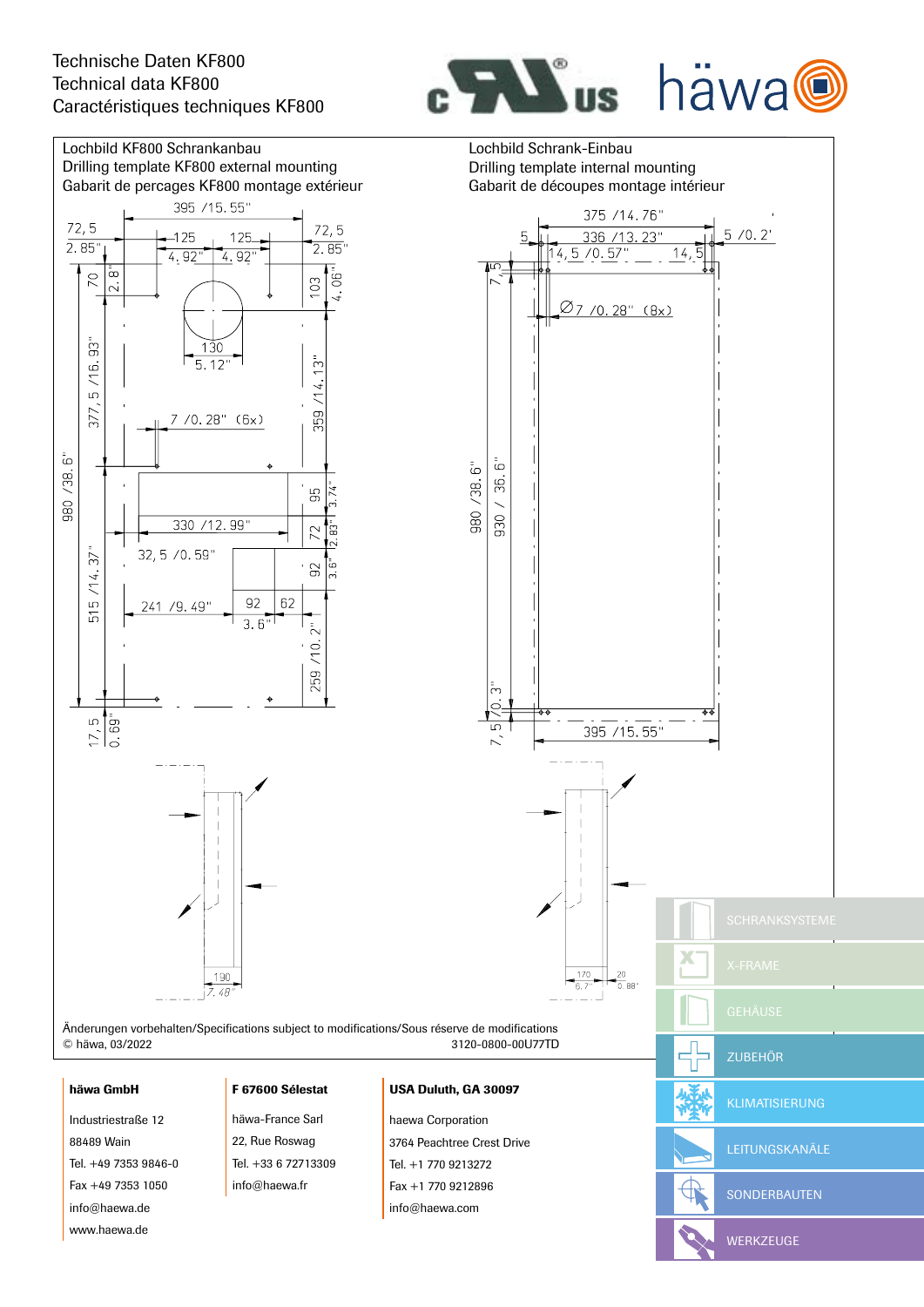# Technische Daten KF800
# Technical data KF800
# Caractéristiques techniques KF800

## Lochbild KF800 Schrankanbau
## Drilling template KF800 external mounting
## Gabarit de percages KF800 montage extérieur

395 /15.55"

72,5
2.85"

125
4.92"

125
4.92"

72,5
2.85"

70
2.8"

103
4.06"

130
5.12"

377,5 /16.93"

359 /14.13"

7 /0.28" (6x)

980 /38.6"

95
3.74"

330 /12.99"

72
2.83"

32,5 /0.59"

92
3.6"

515 /14.37"

241 /9.49"

92
3.6"

62

259 /10.2"

17,5
0.69"

190
7.48"

## Lochbild Schrank-Einbau
## Drilling template internal mounting
## Gabarit de découpes montage intérieur

375 /14.76"

5

336 /13.23"

5 /0.2'

14,5 /0.57"

14,5

7,5

∅7 /0.28" (8x)

980 /38.6"

930 / 36.6"

7,5 /0.3"

395 /15.55"

170
6.7"

20
0.88"

Änderungen vorbehalten/Specifications subject to modifications/Sous réserve de modifications
© häwa, 03/2022

3120-0800-00U77TD

**häwa GmbH**
Industriestraße 12
88489 Wain
Tel. +49 7353 9846-0
Fax +49 7353 1050
info@haewa.de
www.haewa.de

**F 67600 Sélestat**
häwa-France Sarl
22, Rue Roswag
Tel. +33 6 72713309
info@haewa.fr

**USA Duluth, GA 30097**
haewa Corporation
3764 Peachtree Crest Drive
Tel. +1 770 9213272
Fax +1 770 9212896
info@haewa.com

SCHRANKSYSTEME
X-FRAME
GEHÄUSE
ZUBEHÖR
KLIMATISIERUNG
LEITUNGSKANÄLE
SONDERBAUTEN
WERKZEUGE